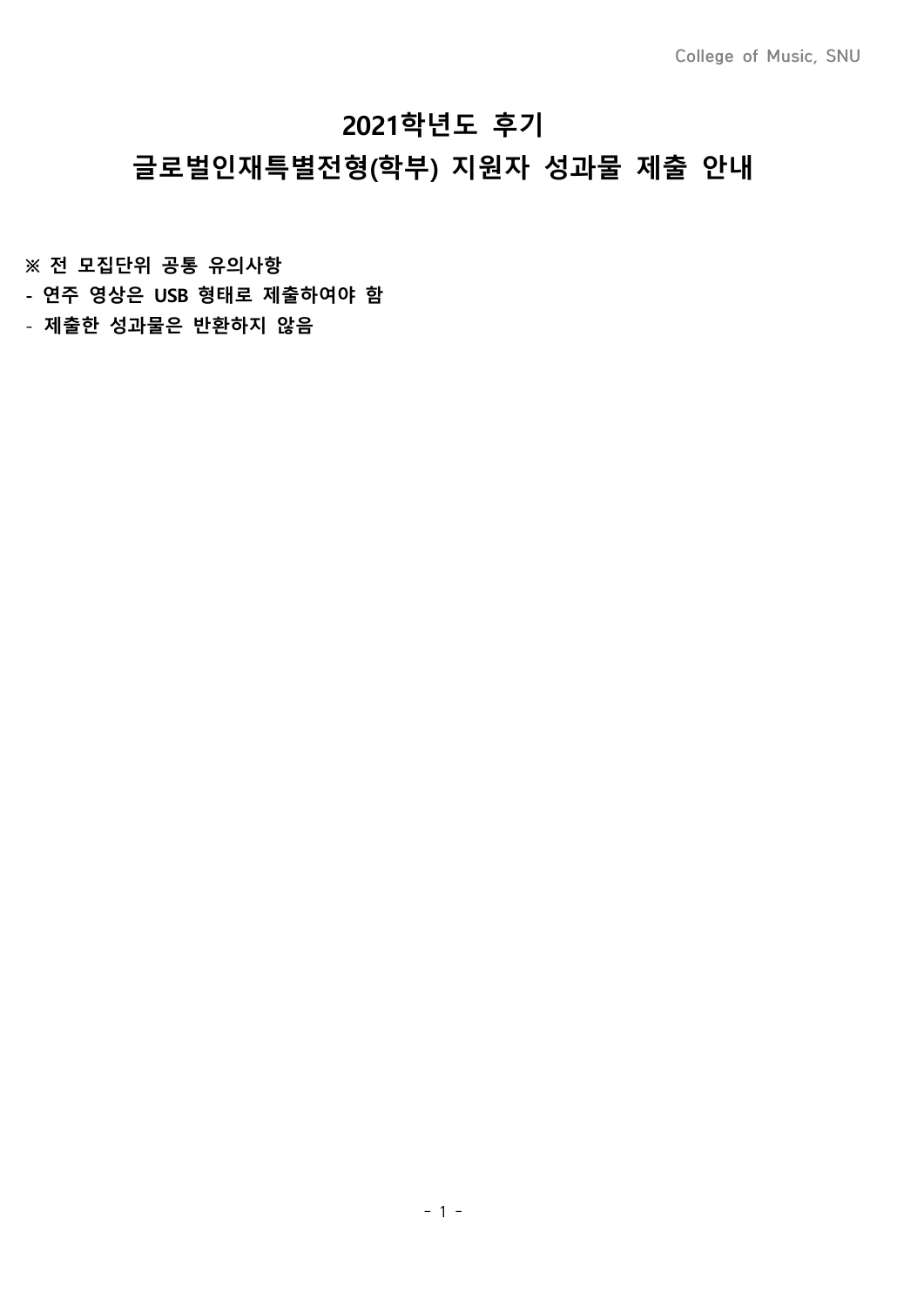# 2021학년도 후기
# 글로벌인재특별전형(학부) 지원자 성과물 제출 안내

**※ 전 모집단위 공통 유의사항**

- **연주 영상은 USB 형태로 제출하여야 함**
- **제출한 성과물은 반환하지 않음**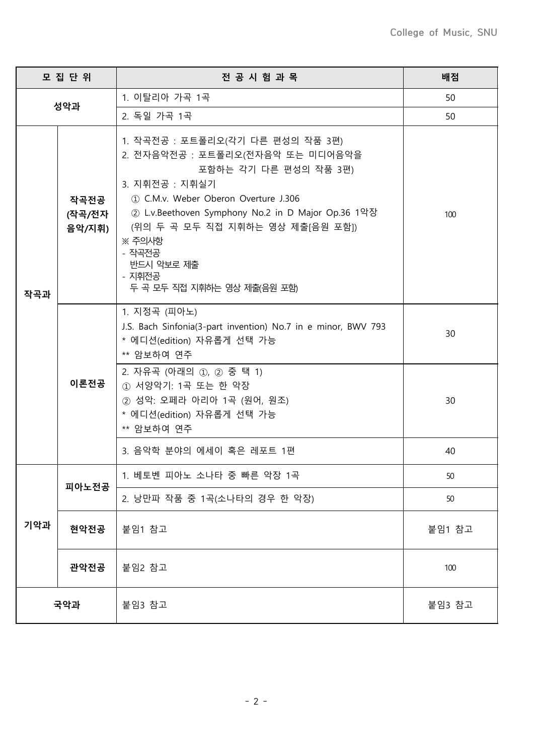| 모 집 단 위 | | 전 공 시 험 과 목 | 배점 |
|---|---|---|---|
| 성악과 | | 1. 이탈리아 가곡 1곡 | 50 |
| | | 2. 독일 가곡 1곡 | 50 |
| 작곡과 | 작곡전공 (작곡/전자음악/지휘) | 1. 작곡전공 : 포트폴리오(각기 다른 편성의 작품 3편)<br>2. 전자음악전공 : 포트폴리오(전자음악 또는 미디어음악을 포함하는 각기 다른 편성의 작품 3편)<br>3. 지휘전공 : 지휘실기<br>① C.M.v. Weber Oberon Overture J.306<br>② L.v.Beethoven Symphony No.2 in D Major Op.36 1악장<br>(위의 두 곡 모두 직접 지휘하는 영상 제출[음원 포함])<br>※ 주의사항<br>- 작곡전공<br>반드시 악보로 제출<br>- 지휘전공<br>두 곡 모두 직접 지휘하는 영상 제출(음원 포함) | 100 |
| | 이론전공 | 1. 지정곡 (피아노)<br>J.S. Bach Sinfonia(3-part invention) No.7 in e minor, BWV 793<br>* 에디션(edition) 자유롭게 선택 가능<br>** 암보하여 연주 | 30 |
| | | 2. 자유곡 (아래의 ①, ② 중 택 1)<br>① 서양악기: 1곡 또는 한 악장<br>② 성악: 오페라 아리아 1곡 (원어, 원조)<br>* 에디션(edition) 자유롭게 선택 가능<br>** 암보하여 연주 | 30 |
| | | 3. 음악학 분야의 에세이 혹은 레포트 1편 | 40 |
| 기악과 | 피아노전공 | 1. 베토벤 피아노 소나타 중 빠른 악장 1곡 | 50 |
| | | 2. 낭만파 작품 중 1곡(소나타의 경우 한 악장) | 50 |
| | 현악전공 | 붙임1 참고 | 붙임1 참고 |
| | 관악전공 | 붙임2 참고 | 100 |
| 국악과 | | 붙임3 참고 | 붙임3 참고 |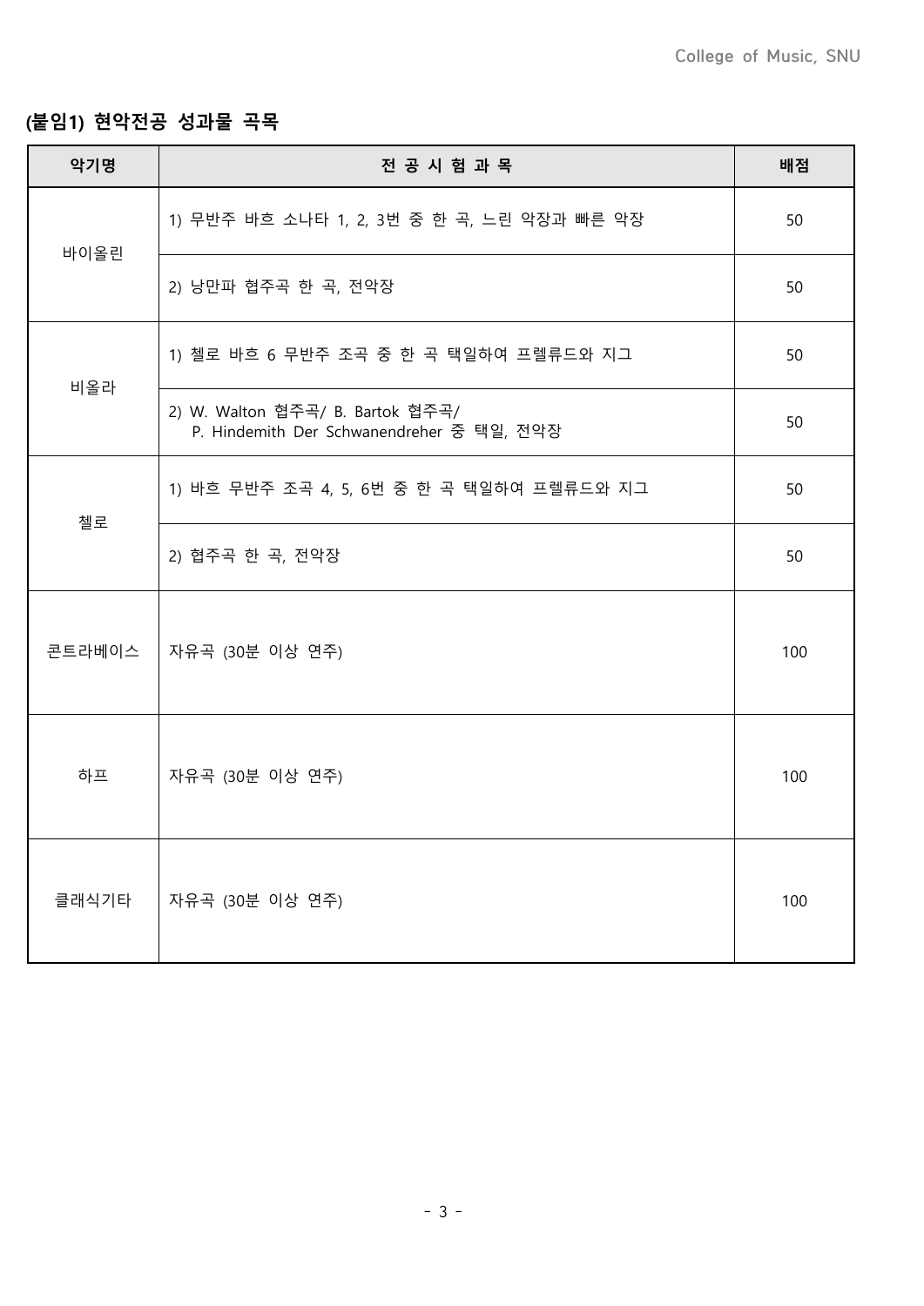**(붙임1) 현악전공 성과물 곡목**

| 악기명 | 전 공 시 험 과 목 | 배점 |
|---|---|---|
| 바이올린 | 1) 무반주 바흐 소나타 1, 2, 3번 중 한 곡, 느린 악장과 빠른 악장 | 50 |
| | 2) 낭만파 협주곡 한 곡, 전악장 | 50 |
| 비올라 | 1) 첼로 바흐 6 무반주 조곡 중 한 곡 택일하여 프렐류드와 지그 | 50 |
| | 2) W. Walton 협주곡/ B. Bartok 협주곡/ P. Hindemith Der Schwanendreher 중 택일, 전악장 | 50 |
| 첼로 | 1) 바흐 무반주 조곡 4, 5, 6번 중 한 곡 택일하여 프렐류드와 지그 | 50 |
| | 2) 협주곡 한 곡, 전악장 | 50 |
| 콘트라베이스 | 자유곡 (30분 이상 연주) | 100 |
| 하프 | 자유곡 (30분 이상 연주) | 100 |
| 클래식기타 | 자유곡 (30분 이상 연주) | 100 |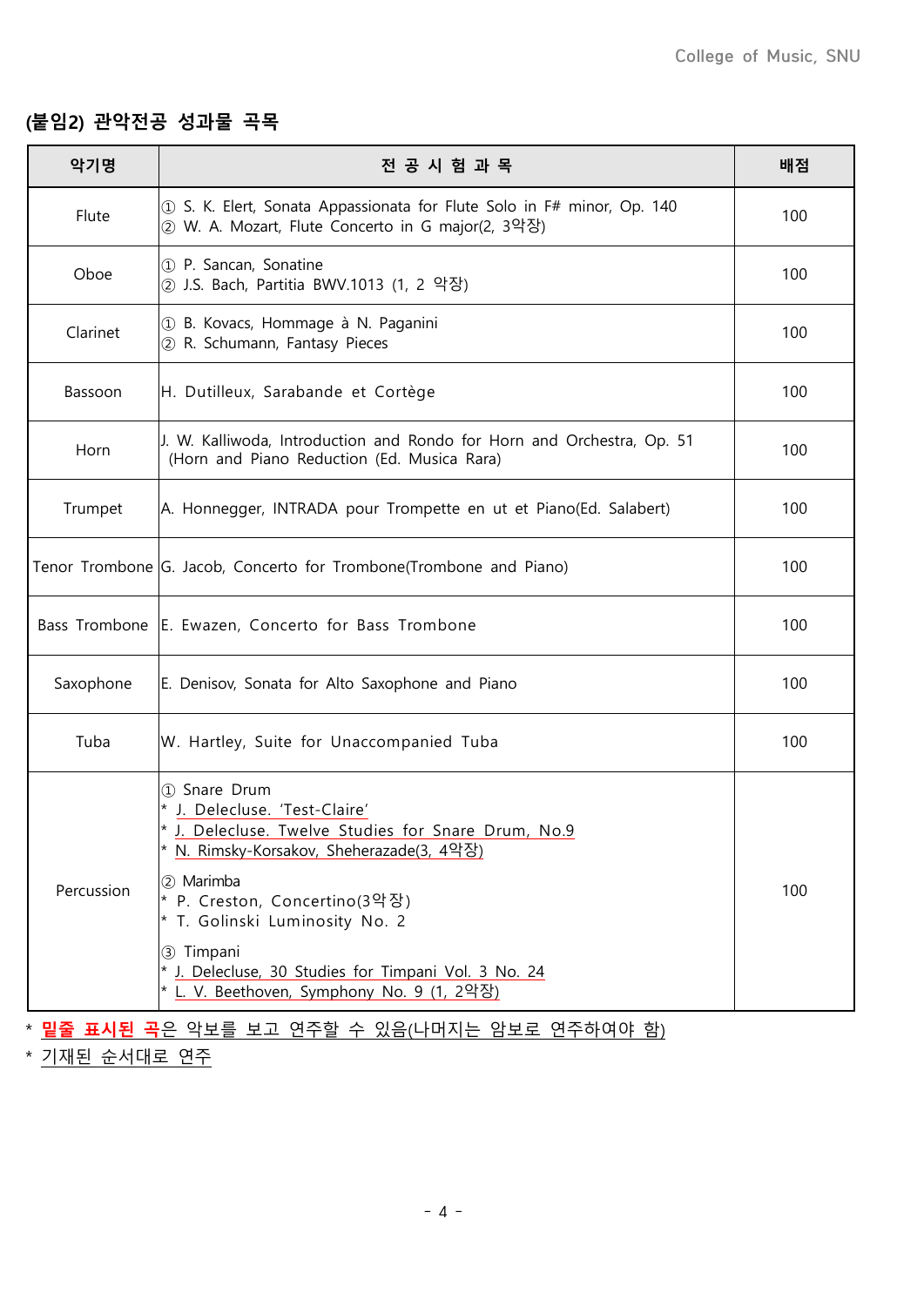## (붙임2) 관악전공 성과물 곡목

| 악기명 | 전 공 시 험 과 목 | 배점 |
|---|---|---|
| Flute | ① S. K. Elert, Sonata Appassionata for Flute Solo in F# minor, Op. 140<br>② W. A. Mozart, Flute Concerto in G major(2, 3악장) | 100 |
| Oboe | ① P. Sancan, Sonatine<br>② J.S. Bach, Partitia BWV.1013 (1, 2 악장) | 100 |
| Clarinet | ① B. Kovacs, Hommage à N. Paganini<br>② R. Schumann, Fantasy Pieces | 100 |
| Bassoon | H. Dutilleux, Sarabande et Cortège | 100 |
| Horn | J. W. Kalliwoda, Introduction and Rondo for Horn and Orchestra, Op. 51 (Horn and Piano Reduction (Ed. Musica Rara) | 100 |
| Trumpet | A. Honnegger, INTRADA pour Trompette en ut et Piano(Ed. Salabert) | 100 |
| Tenor Trombone | G. Jacob, Concerto for Trombone(Trombone and Piano) | 100 |
| Bass Trombone | E. Ewazen, Concerto for Bass Trombone | 100 |
| Saxophone | E. Denisov, Sonata for Alto Saxophone and Piano | 100 |
| Tuba | W. Hartley, Suite for Unaccompanied Tuba | 100 |
| Percussion | ① Snare Drum<br>* <u>J. Delecluse. 'Test-Claire'</u><br>* <u>J. Delecluse. Twelve Studies for Snare Drum, No.9</u><br>* <u>N. Rimsky-Korsakov, Sheherazade(3, 4악장)</u><br>② Marimba<br>* P. Creston, Concertino(3악장)<br>* T. Golinski Luminosity No. 2<br>③ Timpani<br>* <u>J. Delecluse, 30 Studies for Timpani Vol. 3 No. 24</u><br>* <u>L. V. Beethoven, Symphony No. 9 (1, 2악장)</u> | 100 |

* <u>**밑줄 표시된 곡**은 악보를 보고 연주할 수 있음(나머지는 암보로 연주하여야 함)</u>
* <u>기재된 순서대로 연주</u>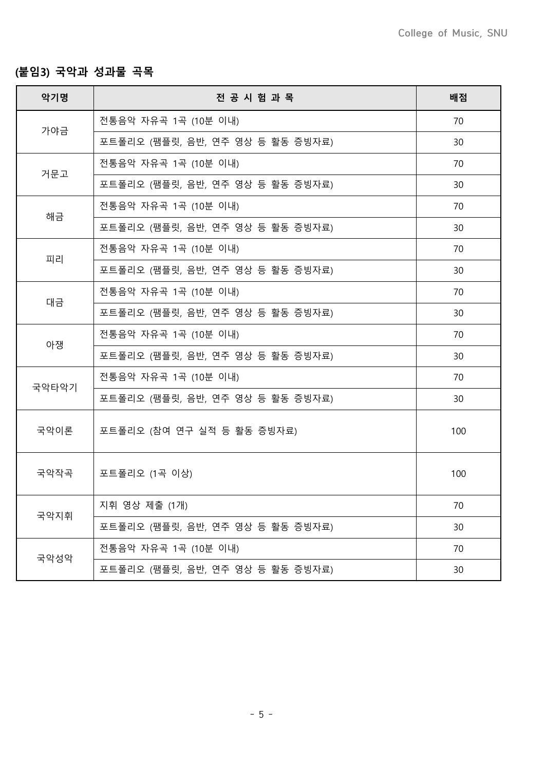## (붙임3) 국악과 성과물 곡목

| 악기명 | 전 공 시 험 과 목 | 배점 |
|---|---|---|
| 가야금 | 전통음악 자유곡 1곡 (10분 이내) | 70 |
| | 포트폴리오 (팸플릿, 음반, 연주 영상 등 활동 증빙자료) | 30 |
| 거문고 | 전통음악 자유곡 1곡 (10분 이내) | 70 |
| | 포트폴리오 (팸플릿, 음반, 연주 영상 등 활동 증빙자료) | 30 |
| 해금 | 전통음악 자유곡 1곡 (10분 이내) | 70 |
| | 포트폴리오 (팸플릿, 음반, 연주 영상 등 활동 증빙자료) | 30 |
| 피리 | 전통음악 자유곡 1곡 (10분 이내) | 70 |
| | 포트폴리오 (팸플릿, 음반, 연주 영상 등 활동 증빙자료) | 30 |
| 대금 | 전통음악 자유곡 1곡 (10분 이내) | 70 |
| | 포트폴리오 (팸플릿, 음반, 연주 영상 등 활동 증빙자료) | 30 |
| 아쟁 | 전통음악 자유곡 1곡 (10분 이내) | 70 |
| | 포트폴리오 (팸플릿, 음반, 연주 영상 등 활동 증빙자료) | 30 |
| 국악타악기 | 전통음악 자유곡 1곡 (10분 이내) | 70 |
| | 포트폴리오 (팸플릿, 음반, 연주 영상 등 활동 증빙자료) | 30 |
| 국악이론 | 포트폴리오 (참여 연구 실적 등 활동 증빙자료) | 100 |
| 국악작곡 | 포트폴리오 (1곡 이상) | 100 |
| 국악지휘 | 지휘 영상 제출 (1개) | 70 |
| | 포트폴리오 (팸플릿, 음반, 연주 영상 등 활동 증빙자료) | 30 |
| 국악성악 | 전통음악 자유곡 1곡 (10분 이내) | 70 |
| | 포트폴리오 (팸플릿, 음반, 연주 영상 등 활동 증빙자료) | 30 |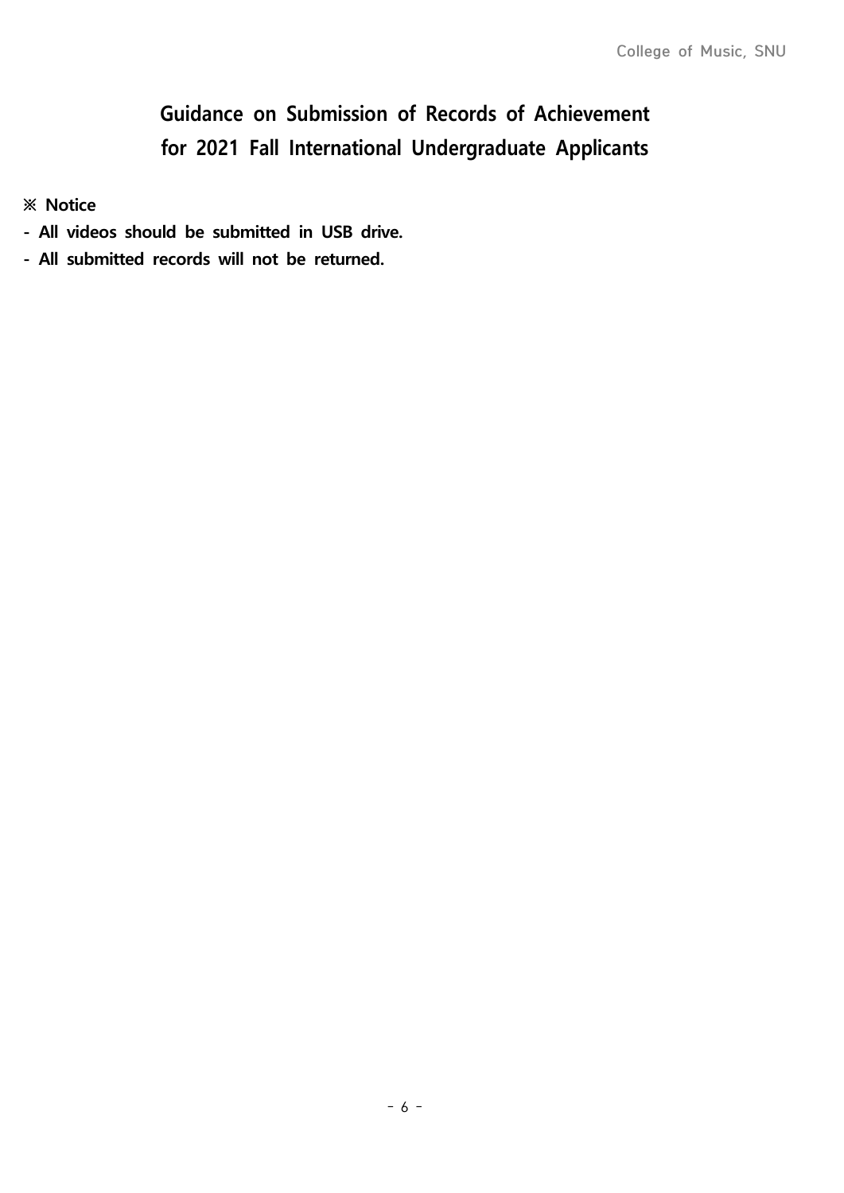# Guidance on Submission of Records of Achievement for 2021 Fall International Undergraduate Applicants

**※ Notice**

**- All videos should be submitted in USB drive.**

**- All submitted records will not be returned.**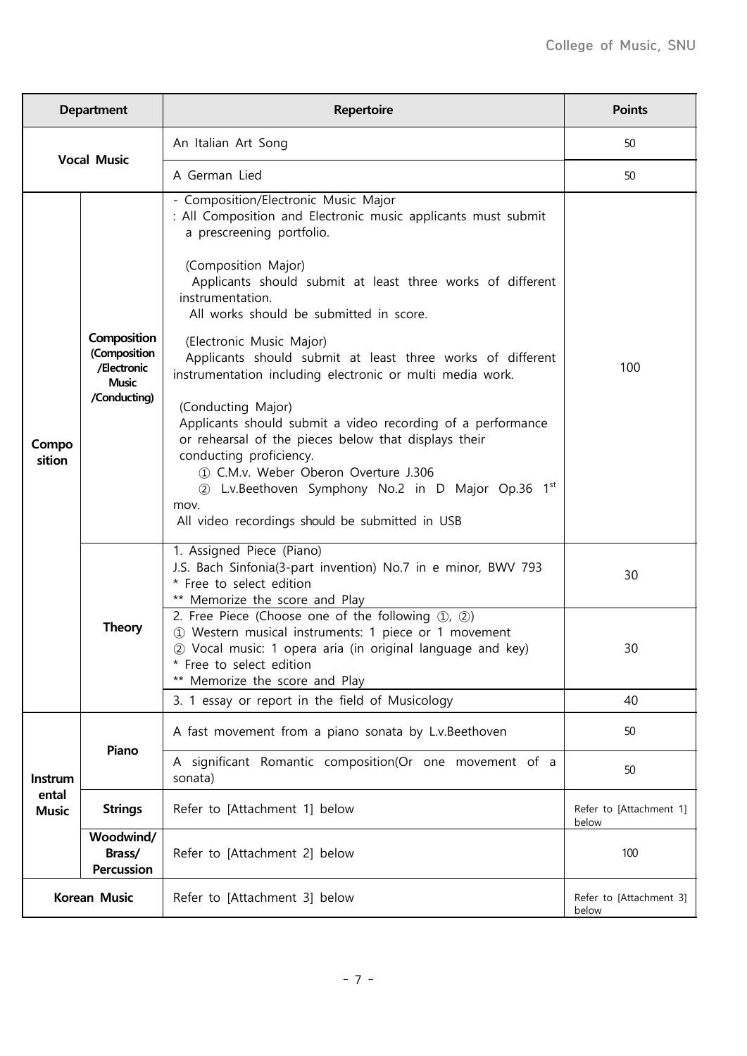| Department | | Repertoire | Points |
|---|---|---|---|
| Vocal Music | | An Italian Art Song | 50 |
| | | A German Lied | 50 |
| Composition | Composition (Composition /Electronic Music /Conducting) | - Composition/Electronic Music Major<br>: All Composition and Electronic music applicants must submit a prescreening portfolio.<br><br>(Composition Major)<br>Applicants should submit at least three works of different instrumentation.<br>All works should be submitted in score.<br><br>(Electronic Music Major)<br>Applicants should submit at least three works of different instrumentation including electronic or multi media work.<br><br>(Conducting Major)<br>Applicants should submit a video recording of a performance or rehearsal of the pieces below that displays their conducting proficiency.<br>① C.M.v. Weber Oberon Overture J.306<br>② L.v.Beethoven Symphony No.2 in D Major Op.36 1st mov.<br>All video recordings should be submitted in USB | 100 |
| | Theory | 1. Assigned Piece (Piano)<br>J.S. Bach Sinfonia(3-part invention) No.7 in e minor, BWV 793<br>* Free to select edition<br>** Memorize the score and Play | 30 |
| | | 2. Free Piece (Choose one of the following ①, ②)<br>① Western musical instruments: 1 piece or 1 movement<br>② Vocal music: 1 opera aria (in original language and key)<br>* Free to select edition<br>** Memorize the score and Play | 30 |
| | | 3. 1 essay or report in the field of Musicology | 40 |
| Instrumental Music | Piano | A fast movement from a piano sonata by L.v.Beethoven | 50 |
| | | A significant Romantic composition(Or one movement of a sonata) | 50 |
| | Strings | Refer to [Attachment 1] below | Refer to [Attachment 1] below |
| | Woodwind/ Brass/ Percussion | Refer to [Attachment 2] below | 100 |
| Korean Music | | Refer to [Attachment 3] below | Refer to [Attachment 3] below |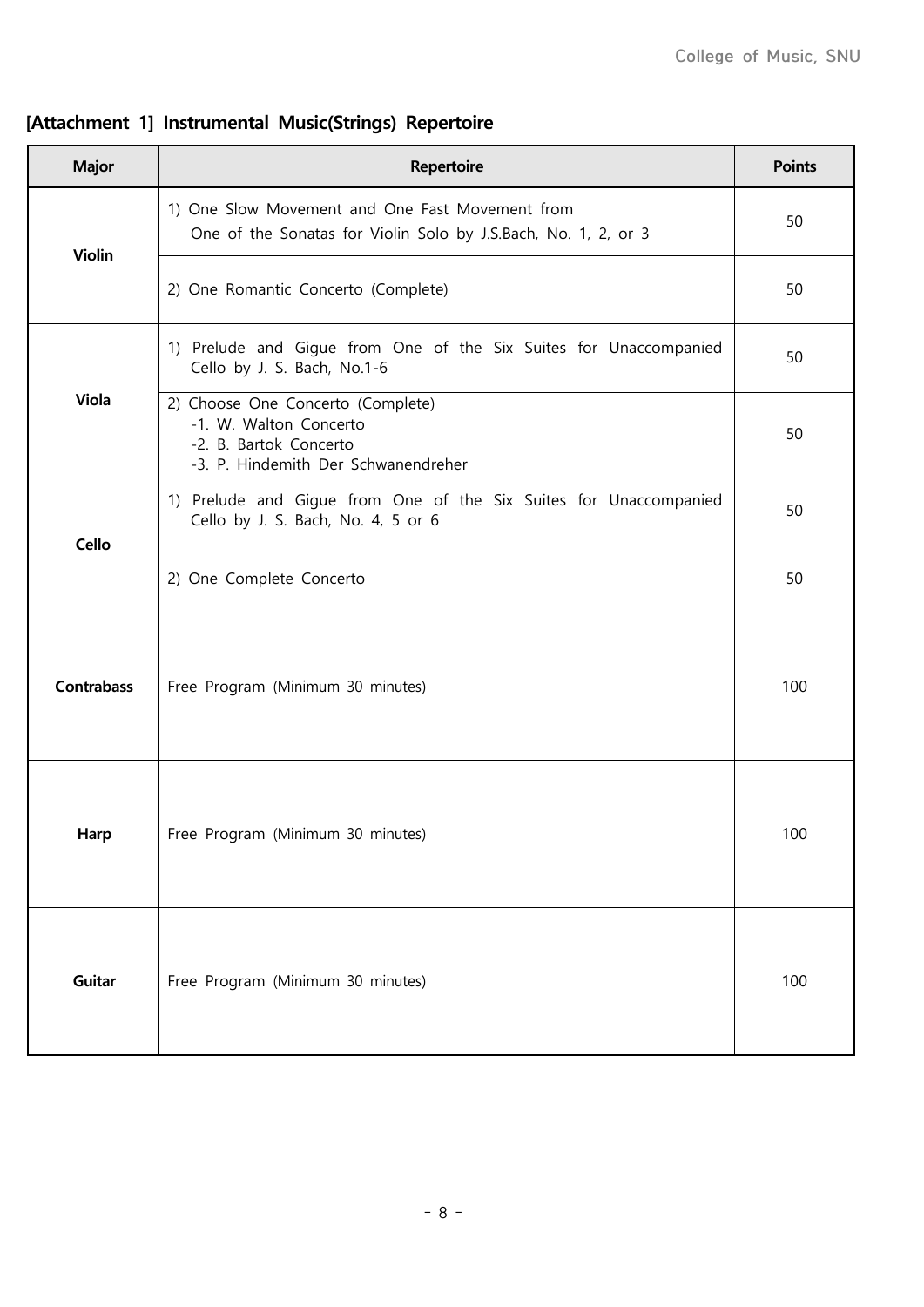## [Attachment 1] Instrumental Music(Strings) Repertoire

| Major | Repertoire | Points |
| --- | --- | --- |
| Violin | 1) One Slow Movement and One Fast Movement from One of the Sonatas for Violin Solo by J.S.Bach, No. 1, 2, or 3 | 50 |
| | 2) One Romantic Concerto (Complete) | 50 |
| Viola | 1) Prelude and Gigue from One of the Six Suites for Unaccompanied Cello by J. S. Bach, No.1-6 | 50 |
| | 2) Choose One Concerto (Complete)<br>-1. W. Walton Concerto<br>-2. B. Bartok Concerto<br>-3. P. Hindemith Der Schwanendreher | 50 |
| Cello | 1) Prelude and Gigue from One of the Six Suites for Unaccompanied Cello by J. S. Bach, No. 4, 5 or 6 | 50 |
| | 2) One Complete Concerto | 50 |
| Contrabass | Free Program (Minimum 30 minutes) | 100 |
| Harp | Free Program (Minimum 30 minutes) | 100 |
| Guitar | Free Program (Minimum 30 minutes) | 100 |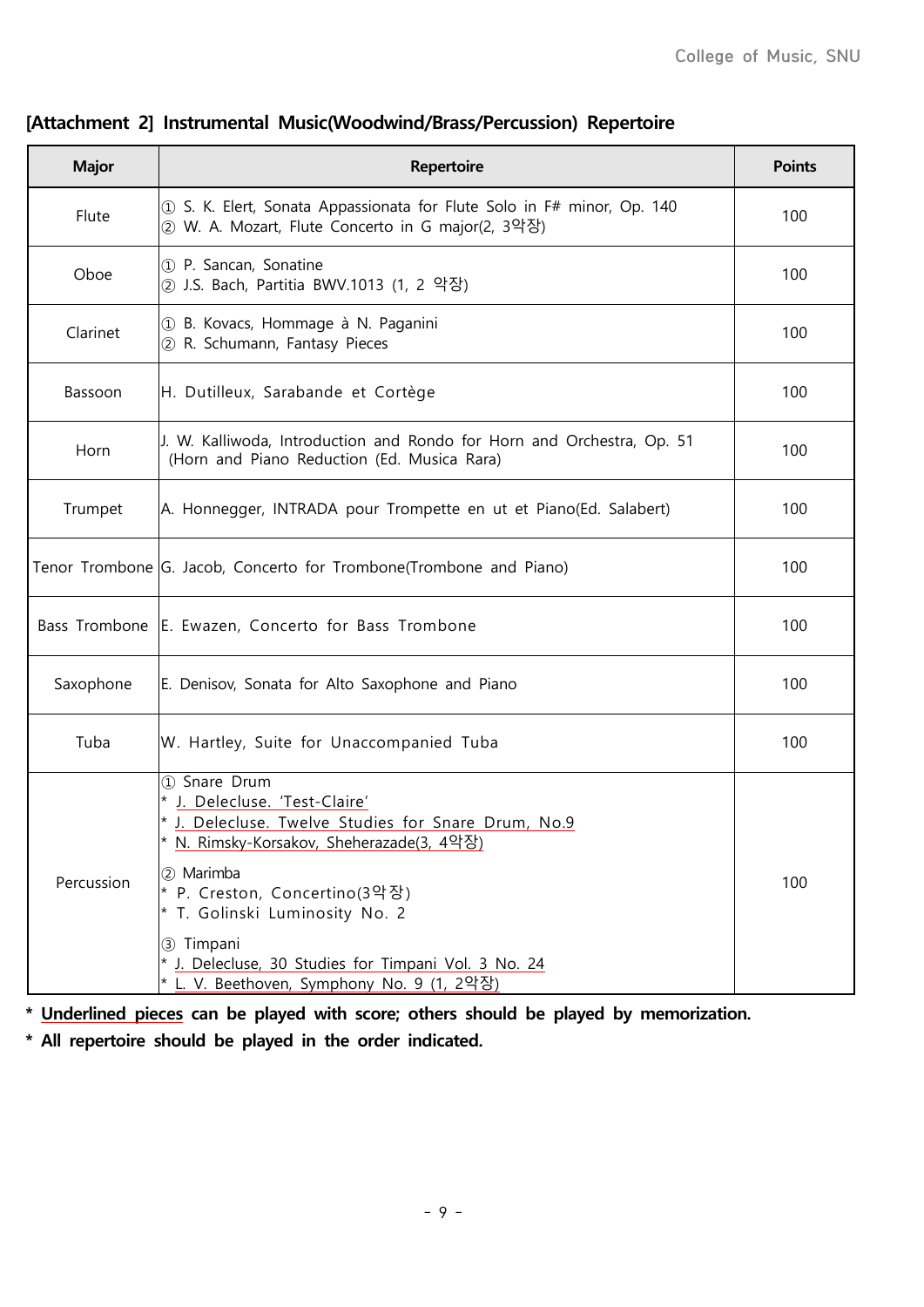## [Attachment 2] Instrumental Music(Woodwind/Brass/Percussion) Repertoire

| Major | Repertoire | Points |
|---|---|---|
| Flute | ① S. K. Elert, Sonata Appassionata for Flute Solo in F# minor, Op. 140<br>② W. A. Mozart, Flute Concerto in G major(2, 3악장) | 100 |
| Oboe | ① P. Sancan, Sonatine<br>② J.S. Bach, Partitia BWV.1013 (1, 2 악장) | 100 |
| Clarinet | ① B. Kovacs, Hommage à N. Paganini<br>② R. Schumann, Fantasy Pieces | 100 |
| Bassoon | H. Dutilleux, Sarabande et Cortège | 100 |
| Horn | J. W. Kalliwoda, Introduction and Rondo for Horn and Orchestra, Op. 51 (Horn and Piano Reduction (Ed. Musica Rara) | 100 |
| Trumpet | A. Honnegger, INTRADA pour Trompette en ut et Piano(Ed. Salabert) | 100 |
| Tenor Trombone | G. Jacob, Concerto for Trombone(Trombone and Piano) | 100 |
| Bass Trombone | E. Ewazen, Concerto for Bass Trombone | 100 |
| Saxophone | E. Denisov, Sonata for Alto Saxophone and Piano | 100 |
| Tuba | W. Hartley, Suite for Unaccompanied Tuba | 100 |
| Percussion | ① Snare Drum<br>* <u>J. Delecluse. 'Test-Claire'</u><br>* <u>J. Delecluse. Twelve Studies for Snare Drum, No.9</u><br>* <u>N. Rimsky-Korsakov, Sheherazade(3, 4악장)</u><br>② Marimba<br>* P. Creston, Concertino(3악장)<br>* T. Golinski Luminosity No. 2<br>③ Timpani<br>* <u>J. Delecluse, 30 Studies for Timpani Vol. 3 No. 24</u><br>* <u>L. V. Beethoven, Symphony No. 9 (1, 2악장)</u> | 100 |

**\* <u>Underlined pieces</u> can be played with score; others should be played by memorization.**

**\* All repertoire should be played in the order indicated.**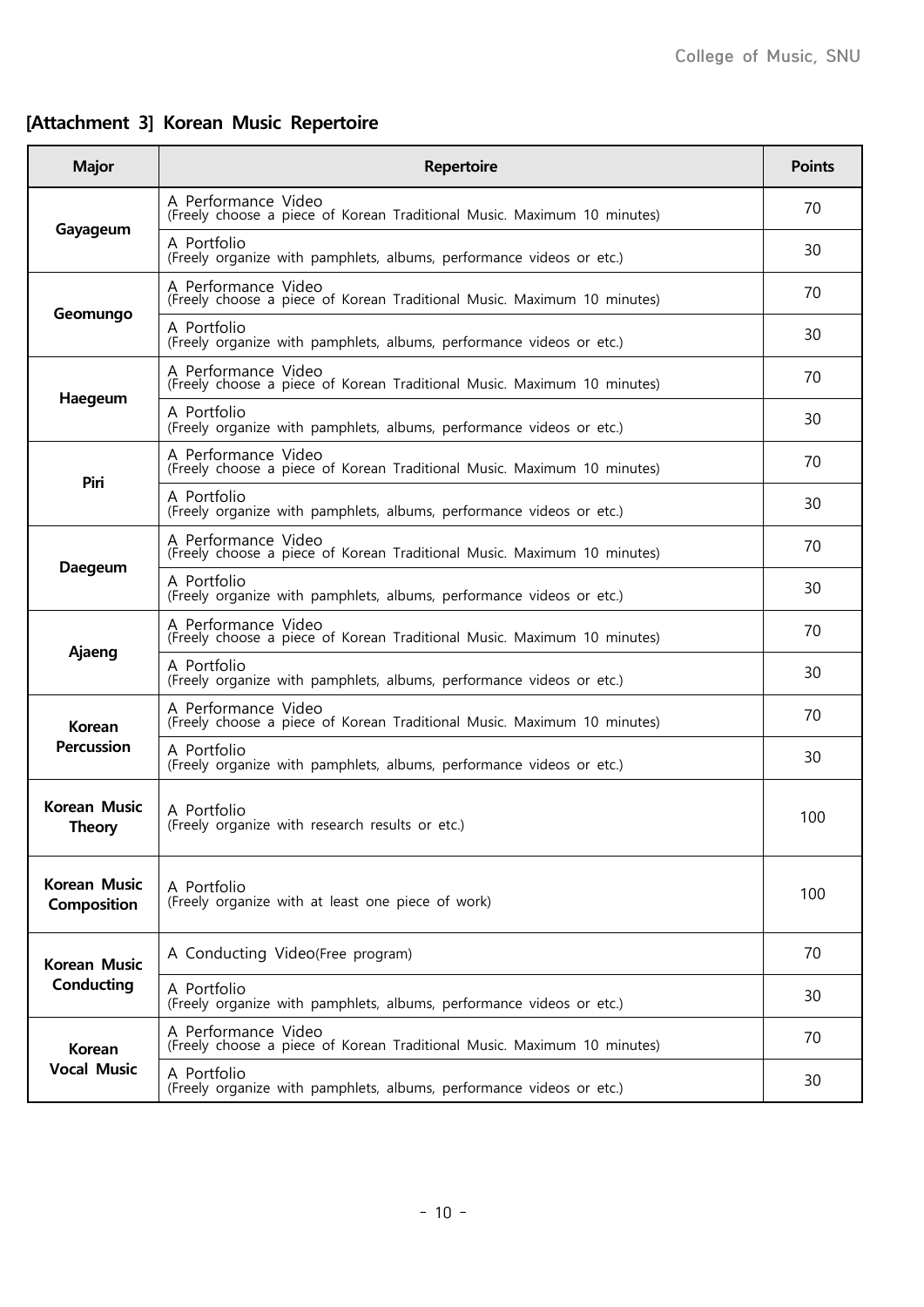## [Attachment 3] Korean Music Repertoire

| Major | Repertoire | Points |
|---|---|---|
| Gayageum | A Performance Video (Freely choose a piece of Korean Traditional Music. Maximum 10 minutes) | 70 |
| | A Portfolio (Freely organize with pamphlets, albums, performance videos or etc.) | 30 |
| Geomungo | A Performance Video (Freely choose a piece of Korean Traditional Music. Maximum 10 minutes) | 70 |
| | A Portfolio (Freely organize with pamphlets, albums, performance videos or etc.) | 30 |
| Haegeum | A Performance Video (Freely choose a piece of Korean Traditional Music. Maximum 10 minutes) | 70 |
| | A Portfolio (Freely organize with pamphlets, albums, performance videos or etc.) | 30 |
| Piri | A Performance Video (Freely choose a piece of Korean Traditional Music. Maximum 10 minutes) | 70 |
| | A Portfolio (Freely organize with pamphlets, albums, performance videos or etc.) | 30 |
| Daegeum | A Performance Video (Freely choose a piece of Korean Traditional Music. Maximum 10 minutes) | 70 |
| | A Portfolio (Freely organize with pamphlets, albums, performance videos or etc.) | 30 |
| Ajaeng | A Performance Video (Freely choose a piece of Korean Traditional Music. Maximum 10 minutes) | 70 |
| | A Portfolio (Freely organize with pamphlets, albums, performance videos or etc.) | 30 |
| Korean Percussion | A Performance Video (Freely choose a piece of Korean Traditional Music. Maximum 10 minutes) | 70 |
| | A Portfolio (Freely organize with pamphlets, albums, performance videos or etc.) | 30 |
| Korean Music Theory | A Portfolio (Freely organize with research results or etc.) | 100 |
| Korean Music Composition | A Portfolio (Freely organize with at least one piece of work) | 100 |
| Korean Music Conducting | A Conducting Video(Free program) | 70 |
| | A Portfolio (Freely organize with pamphlets, albums, performance videos or etc.) | 30 |
| Korean Vocal Music | A Performance Video (Freely choose a piece of Korean Traditional Music. Maximum 10 minutes) | 70 |
| | A Portfolio (Freely organize with pamphlets, albums, performance videos or etc.) | 30 |